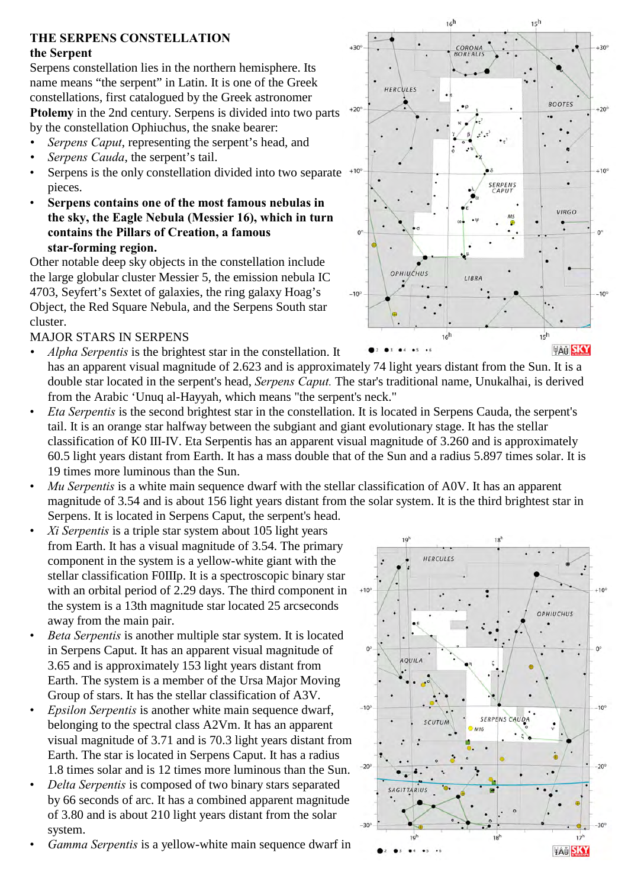# THE SERPENS CONSTELLATION

**the Serpent**

Serpens constellation lies in the northern hemisphere. Its name means "the serpent" in Latin. It is one of the Greek constellations, first catalogued by the Greek astronomer **Ptolemy** in the 2nd century. Serpens is divided into two parts by the constellation Ophiuchus, the snake bearer:

- *Serpens Caput*, representing the serpent's head, and
- *Serpens Cauda*, the serpent's tail.
- Serpens is the only constellation divided into two separate pieces.
- **Serpens contains one of the most famous nebulas in the sky, the Eagle Nebula (Messier 16), which in turn contains the Pillars of Creation, a famous star-forming region.**

Other notable deep sky objects in the constellation include the large globular cluster Messier 5, the emission nebula IC 4703, Seyfert's Sextet of galaxies, the ring galaxy Hoag's Object, the Red Square Nebula, and the Serpens South star cluster.

MAJOR STARS IN SERPENS

- *Alpha Serpentis* is the brightest star in the constellation. It has an apparent visual magnitude of 2.623 and is approximately 74 light years distant from the Sun. It is a double star located in the serpent's head, *Serpens Caput.* The star's traditional name, Unukalhai, is derived from the Arabic 'Unuq al-Hayyah, which means "the serpent's neck."
- *Eta Serpentis* is the second brightest star in the constellation. It is located in Serpens Cauda, the serpent's tail. It is an orange star halfway between the subgiant and giant evolutionary stage. It has the stellar classification of K0 III-IV. Eta Serpentis has an apparent visual magnitude of 3.260 and is approximately 60.5 light years distant from Earth. It has a mass double that of the Sun and a radius 5.897 times solar. It is 19 times more luminous than the Sun.
- *Mu Serpentis* is a white main sequence dwarf with the stellar classification of A0V. It has an apparent magnitude of 3.54 and is about 156 light years distant from the solar system. It is the third brightest star in Serpens. It is located in Serpens Caput, the serpent's head.
- *Xi Serpentis* is a triple star system about 105 light years from Earth. It has a visual magnitude of 3.54. The primary component in the system is a yellow-white giant with the stellar classification F0IIIp. It is a spectroscopic binary star with an orbital period of 2.29 days. The third component in the system is a 13th magnitude star located 25 arcseconds away from the main pair.
- *Beta Serpentis* is another multiple star system. It is located in Serpens Caput. It has an apparent visual magnitude of 3.65 and is approximately 153 light years distant from Earth. The system is a member of the Ursa Major Moving Group of stars. It has the stellar classification of A3V.
- *Epsilon Serpentis* is another white main sequence dwarf, belonging to the spectral class A2Vm. It has an apparent visual magnitude of 3.71 and is 70.3 light years distant from Earth. The star is located in Serpens Caput. It has a radius 1.8 times solar and is 12 times more luminous than the Sun.
- *Delta Serpentis* is composed of two binary stars separated by 66 seconds of arc. It has a combined apparent magnitude of 3.80 and is about 210 light years distant from the solar system.
- *Gamma Serpentis* is a yellow-white main sequence dwarf in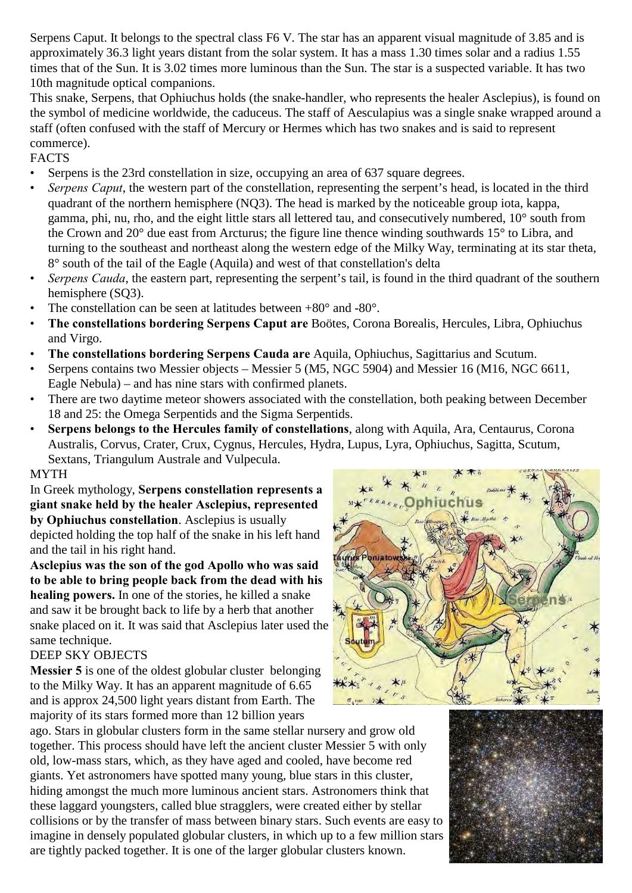Serpens Caput. It belongs to the spectral class F6 V. The star has an apparent visual magnitude of 3.85 and is approximately 36.3 light years distant from the solar system. It has a mass 1.30 times solar and a radius 1.55 times that of the Sun. It is 3.02 times more luminous than the Sun. The star is a suspected variable. It has two 10th magnitude optical companions.

This snake, Serpens, that Ophiuchus holds (the snake-handler, who represents the healer Asclepius), is found on the symbol of medicine worldwide, the caduceus. The staff of Aesculapius was a single snake wrapped around a staff (often confused with the staff of Mercury or Hermes which has two snakes and is said to represent commerce).

FACTS

- Serpens is the 23rd constellation in size, occupying an area of 637 square degrees.
- *Serpens Caput*, the western part of the constellation, representing the serpent's head, is located in the third quadrant of the northern hemisphere (NQ3). The head is marked by the noticeable group iota, kappa, gamma, phi, nu, rho, and the eight little stars all lettered tau, and consecutively numbered, 10° south from the Crown and 20° due east from Arcturus; the figure line thence winding southwards 15° to Libra, and turning to the southeast and northeast along the western edge of the Milky Way, terminating at its star theta, 8° south of the tail of the Eagle (Aquila) and west of that constellation's delta
- *Serpens Cauda*, the eastern part, representing the serpent's tail, is found in the third quadrant of the southern hemisphere (SQ3).
- The constellation can be seen at latitudes between +80° and -80°.
- **The constellations bordering Serpens Caput are** Boötes, Corona Borealis, Hercules, Libra, Ophiuchus and Virgo.
- **The constellations bordering Serpens Cauda are** Aquila, Ophiuchus, Sagittarius and Scutum.
- Serpens contains two Messier objects – Messier 5 (M5, NGC 5904) and Messier 16 (M16, NGC 6611, Eagle Nebula) – and has nine stars with confirmed planets.
- There are two daytime meteor showers associated with the constellation, both peaking between December 18 and 25: the Omega Serpentids and the Sigma Serpentids.
- **Serpens belongs to the Hercules family of constellations**, along with Aquila, Ara, Centaurus, Corona Australis, Corvus, Crater, Crux, Cygnus, Hercules, Hydra, Lupus, Lyra, Ophiuchus, Sagitta, Scutum, Sextans, Triangulum Australe and Vulpecula.

MYTH

In Greek mythology, **Serpens constellation represents a giant snake held by the healer Asclepius, represented by Ophiuchus constellation**. Asclepius is usually depicted holding the top half of the snake in his left hand and the tail in his right hand.

**Asclepius was the son of the god Apollo who was said to be able to bring people back from the dead with his healing powers.** In one of the stories, he killed a snake and saw it be brought back to life by a herb that another snake placed on it. It was said that Asclepius later used the same technique.

DEEP SKY OBJECTS

**Messier 5** is one of the oldest globular cluster belonging to the Milky Way. It has an apparent magnitude of 6.65 and is approx 24,500 light years distant from Earth. The majority of its stars formed more than 12 billion years ago. Stars in globular clusters form in the same stellar nursery and grow old together. This process should have left the ancient cluster Messier 5 with only old, low-mass stars, which, as they have aged and cooled, have become red giants. Yet astronomers have spotted many young, blue stars in this cluster, hiding amongst the much more luminous ancient stars. Astronomers think that these laggard youngsters, called blue stragglers, were created either by stellar collisions or by the transfer of mass between binary stars. Such events are easy to imagine in densely populated globular clusters, in which up to a few million stars are tightly packed together. It is one of the larger globular clusters known.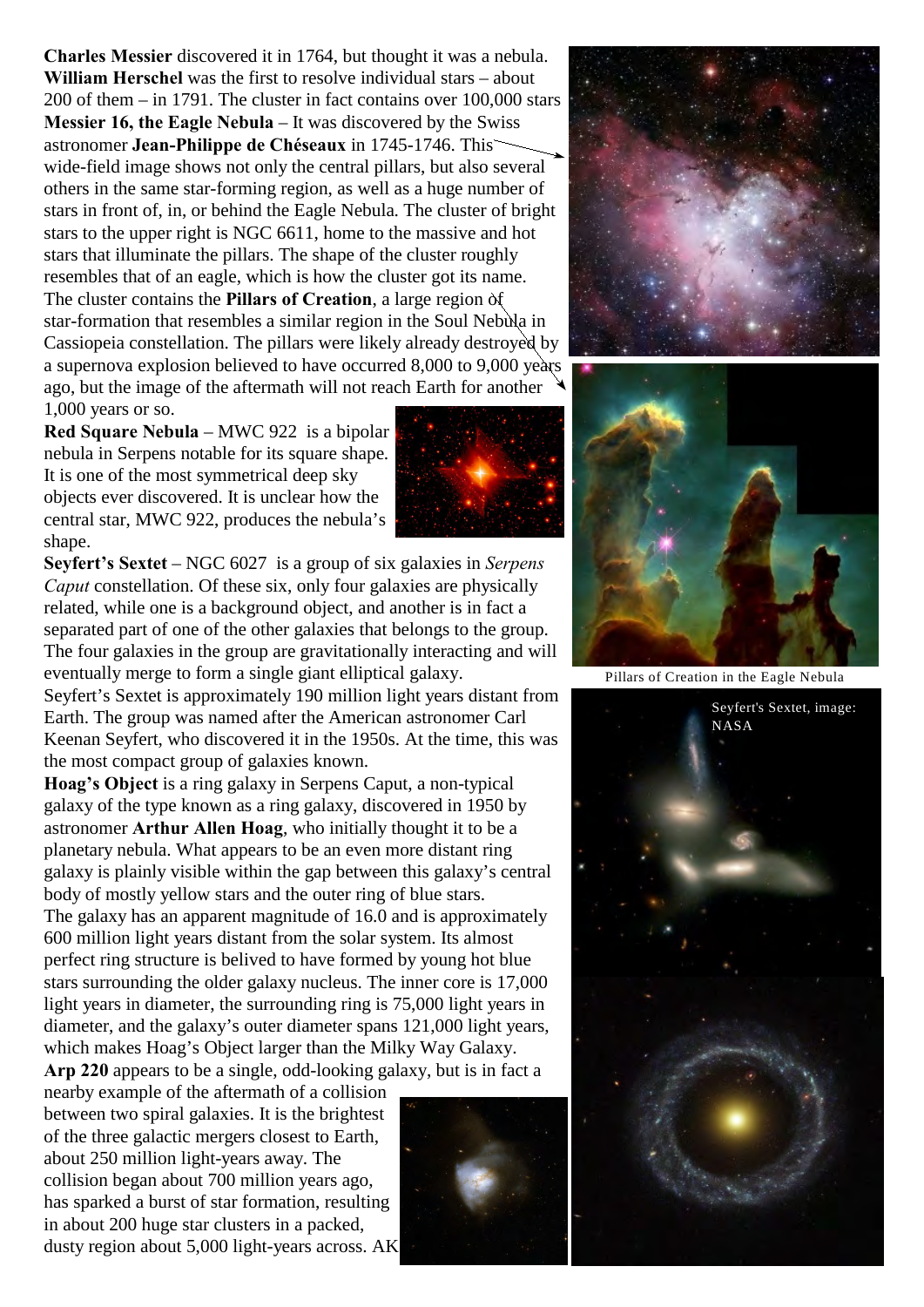**Charles Messier** discovered it in 1764, but thought it was a nebula. **William Herschel** was the first to resolve individual stars – about 200 of them – in 1791. The cluster in fact contains over 100,000 stars

**Messier 16, the Eagle Nebula** – It was discovered by the Swiss astronomer **Jean-Philippe de Chéseaux** in 1745-1746. This wide-field image shows not only the central pillars, but also several others in the same star-forming region, as well as a huge number of stars in front of, in, or behind the Eagle Nebula. The cluster of bright stars to the upper right is NGC 6611, home to the massive and hot stars that illuminate the pillars. The shape of the cluster roughly resembles that of an eagle, which is how the cluster got its name. The cluster contains the **Pillars of Creation**, a large region of star-formation that resembles a similar region in the Soul Nebula in Cassiopeia constellation. The pillars were likely already destroyed by a supernova explosion believed to have occurred 8,000 to 9,000 years ago, but the image of the aftermath will not reach Earth for another 1,000 years or so.

Pillars of Creation in the Eagle Nebula

**Red Square Nebula** – MWC 922 is a bipolar nebula in Serpens notable for its square shape. It is one of the most symmetrical deep sky objects ever discovered. It is unclear how the central star, MWC 922, produces the nebula's shape.

**Seyfert's Sextet** – NGC 6027 is a group of six galaxies in *Serpens Caput* constellation. Of these six, only four galaxies are physically related, while one is a background object, and another is in fact a separated part of one of the other galaxies that belongs to the group. The four galaxies in the group are gravitationally interacting and will eventually merge to form a single giant elliptical galaxy. Seyfert's Sextet is approximately 190 million light years distant from Earth. The group was named after the American astronomer Carl Keenan Seyfert, who discovered it in the 1950s. At the time, this was the most compact group of galaxies known.

Seyfert's Sextet, image: NASA

**Hoag's Object** is a ring galaxy in Serpens Caput, a non-typical galaxy of the type known as a ring galaxy, discovered in 1950 by astronomer **Arthur Allen Hoag**, who initially thought it to be a planetary nebula. What appears to be an even more distant ring galaxy is plainly visible within the gap between this galaxy's central body of mostly yellow stars and the outer ring of blue stars. The galaxy has an apparent magnitude of 16.0 and is approximately 600 million light years distant from the solar system. Its almost perfect ring structure is belived to have formed by young hot blue stars surrounding the older galaxy nucleus. The inner core is 17,000 light years in diameter, the surrounding ring is 75,000 light years in diameter, and the galaxy's outer diameter spans 121,000 light years, which makes Hoag's Object larger than the Milky Way Galaxy.

**Arp 220** appears to be a single, odd-looking galaxy, but is in fact a nearby example of the aftermath of a collision between two spiral galaxies. It is the brightest of the three galactic mergers closest to Earth, about 250 million light-years away. The collision began about 700 million years ago, has sparked a burst of star formation, resulting in about 200 huge star clusters in a packed, dusty region about 5,000 light-years across. AK